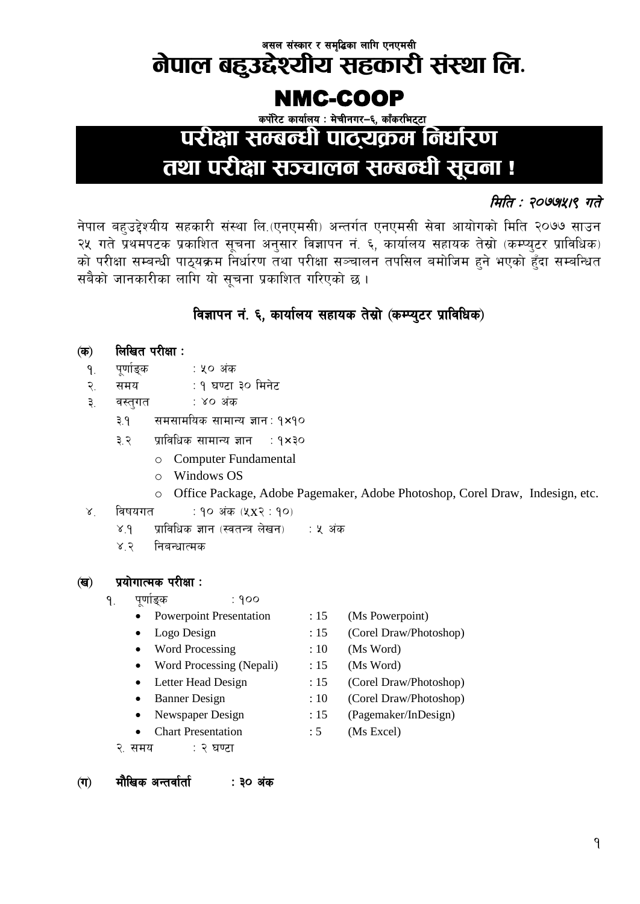असल संस्कार र समृद्धिका लागि एनएमसी

# नेपाल बहुउद्देश्यीय सहकारी संस्था लि.

# NMC-COOP

कर्पोरेट कार्यालय : मेचीनगर–६, काँकरभिट्टा

# परीक्षा सम्बन्धी पाठ्यक्रम निर्धारण तथा परीक्षा सञ्चालन सम्बन्धी सूचना !

*मिति : २०७७/५/१९ गते*

नेपाल बहुउद्देश्यीय सहकारी संस्था लि.(एनएमसी) अन्तर्गत एनएमसी सेवा आयोगको मिति २०७७ साउन २५ गते प्रथमपटक प्रकाशित सूचना अनुसार विज्ञापन नं. ६, कार्यालय सहायक तेस्रो (कम्प्युटर प्राविधिक) को परीक्षा सम्बन्धी पाठ्यक्रम निर्धारण तथा परीक्षा सञ्चालन तपसिल बमोजिम हुने भएको हुँदा सम्बन्धित सबैको जानकारीका लागि यो सूचना प्रकाशित गरिएको छ ।

## विज्ञापन नं. ६, कार्यालय सहायक तेस्रो (कम्प्युटर प्राविधिक)

**(क) लिखित परीक्षा :**

१. पूर्णाङ्क : ५० अंक

२. समय : १ घण्टा ३० मिनेट

३. वस्तुगत : ४० अंक

- ३.१ समसामयिक सामान्य ज्ञान : १×१०
- ३.२ प्राविधिक सामान्य ज्ञान : १×३०
  - Computer Fundamental
  - Windows OS
  - Office Package, Adobe Pagemaker, Adobe Photoshop, Corel Draw, Indesign, etc.

४. विषयगत : १० अंक (५X२ : १०)

- ४.१ प्राविधिक ज्ञान (स्वतन्त्र लेखन) : ५ अंक
- ४.२ निबन्धात्मक

**(ख) प्रयोगात्मक परीक्षा :**

१. पूर्णाङ्क : १००

- Powerpoint Presentation : 15 (Ms Powerpoint)
- Logo Design : 15 (Corel Draw/Photoshop)
- Word Processing : 10 (Ms Word)
- Word Processing (Nepali) : 15 (Ms Word)
- Letter Head Design : 15 (Corel Draw/Photoshop)
- Banner Design : 10 (Corel Draw/Photoshop)
- Newspaper Design : 15 (Pagemaker/InDesign)
- Chart Presentation : 5 (Ms Excel)

२. समय : २ घण्टा

**(ग) मौखिक अन्तर्वार्ता : ३० अंक**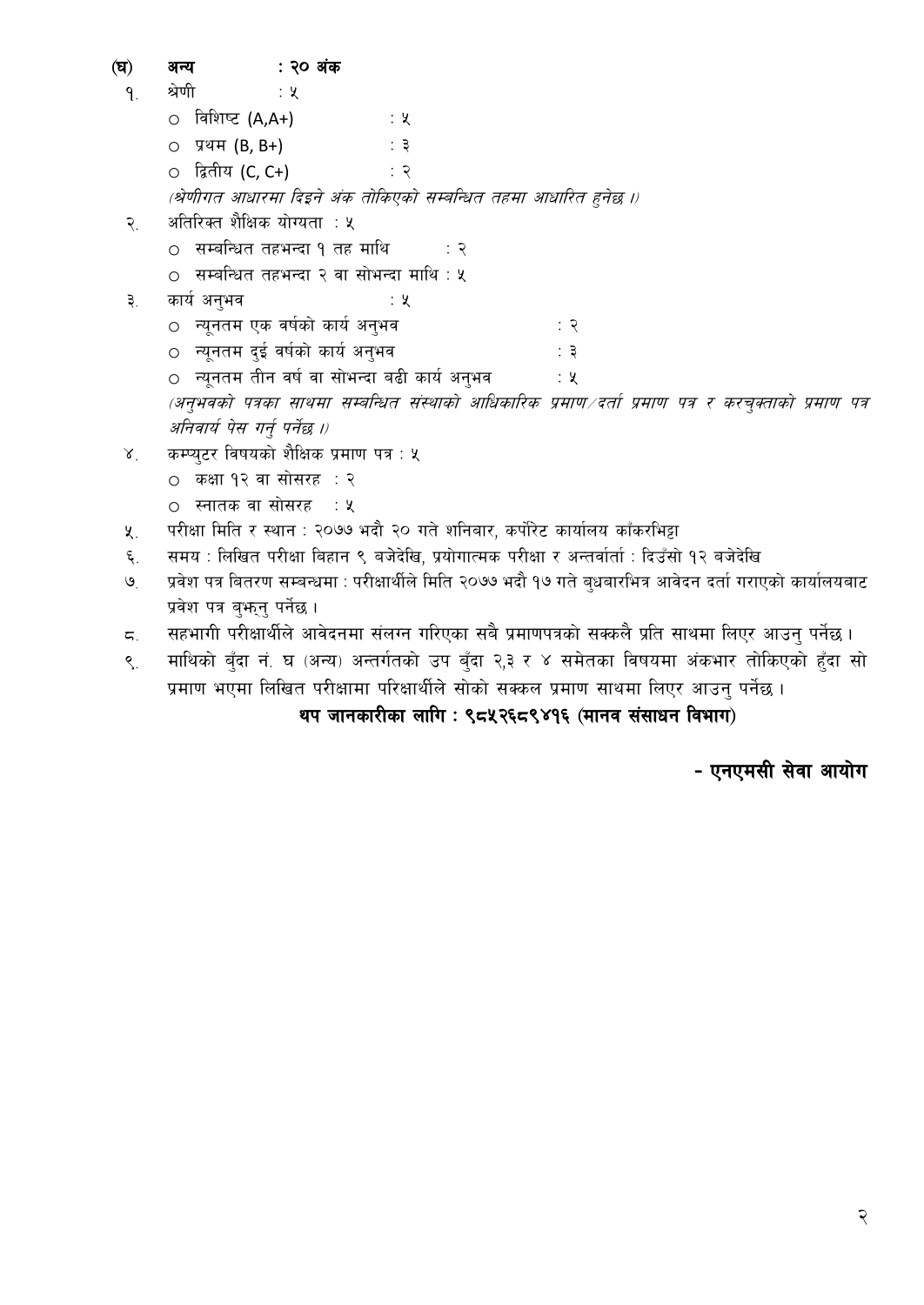**(घ) अन्य : २० अंक**

१. श्रेणी : ५

- विशिष्ट (A,A+) : ५
- प्रथम (B, B+) : ३
- द्वितीय (C, C+) : २

*(श्रेणीगत आधारमा दिइने अंक तोकिएको सम्बन्धित तहमा आधारित हुनेछ ।)*

२. अतिरिक्त शैक्षिक योग्यता : ५

- सम्बन्धित तहभन्दा १ तह माथि : २
- सम्बन्धित तहभन्दा २ वा सोभन्दा माथि : ५

३. कार्य अनुभव : ५

- न्यूनतम एक वर्षको कार्य अनुभव : २
- न्यूनतम दुई वर्षको कार्य अनुभव : ३
- न्यूनतम तीन वर्ष वा सोभन्दा बढी कार्य अनुभव : ५

*(अनुभवको पत्रका साथमा सम्बन्धित संस्थाको आधिकारिक प्रमाण/दर्ता प्रमाण पत्र र करचुक्ताको प्रमाण पत्र अनिवार्य पेस गर्नु पर्नेछ ।)*

४. कम्प्युटर विषयको शैक्षिक प्रमाण पत्र : ५

- कक्षा १२ वा सोसरह : २
- स्नातक वा सोसरह : ५

५. परीक्षा मिति र स्थान : २०७७ भदौ २० गते शनिबार, कर्पोरेट कार्यालय काँकरभिट्टा

६. समय : लिखित परीक्षा बिहान ९ बजेदेखि, प्रयोगात्मक परीक्षा र अन्तर्वार्ता : दिउँसो १२ बजेदेखि

७. प्रवेश पत्र बितरण सम्बन्धमा : परीक्षार्थीले मिति २०७७ भदौ १७ गते बुधबारभित्र आवेदन दर्ता गराएको कार्यालयबाट प्रवेश पत्र बुझ्नु पर्नेछ ।

८. सहभागी परीक्षार्थीले आवेदनमा संलग्न गरिएका सबै प्रमाणपत्रको सक्कलै प्रति साथमा लिएर आउनु पर्नेछ ।

९. माथिको बुँदा नं. घ (अन्य) अन्तर्गतको उप बुँदा २,३ र ४ समेतका विषयमा अंकभार तोकिएको हुँदा सो प्रमाण भएमा लिखित परीक्षामा परिक्षार्थीले सोको सक्कल प्रमाण साथमा लिएर आउनु पर्नेछ ।

**थप जानकारीका लागि : ९८५२६८९४१६ (मानव संसाधन विभाग)**

**- एनएमसी सेवा आयोग**